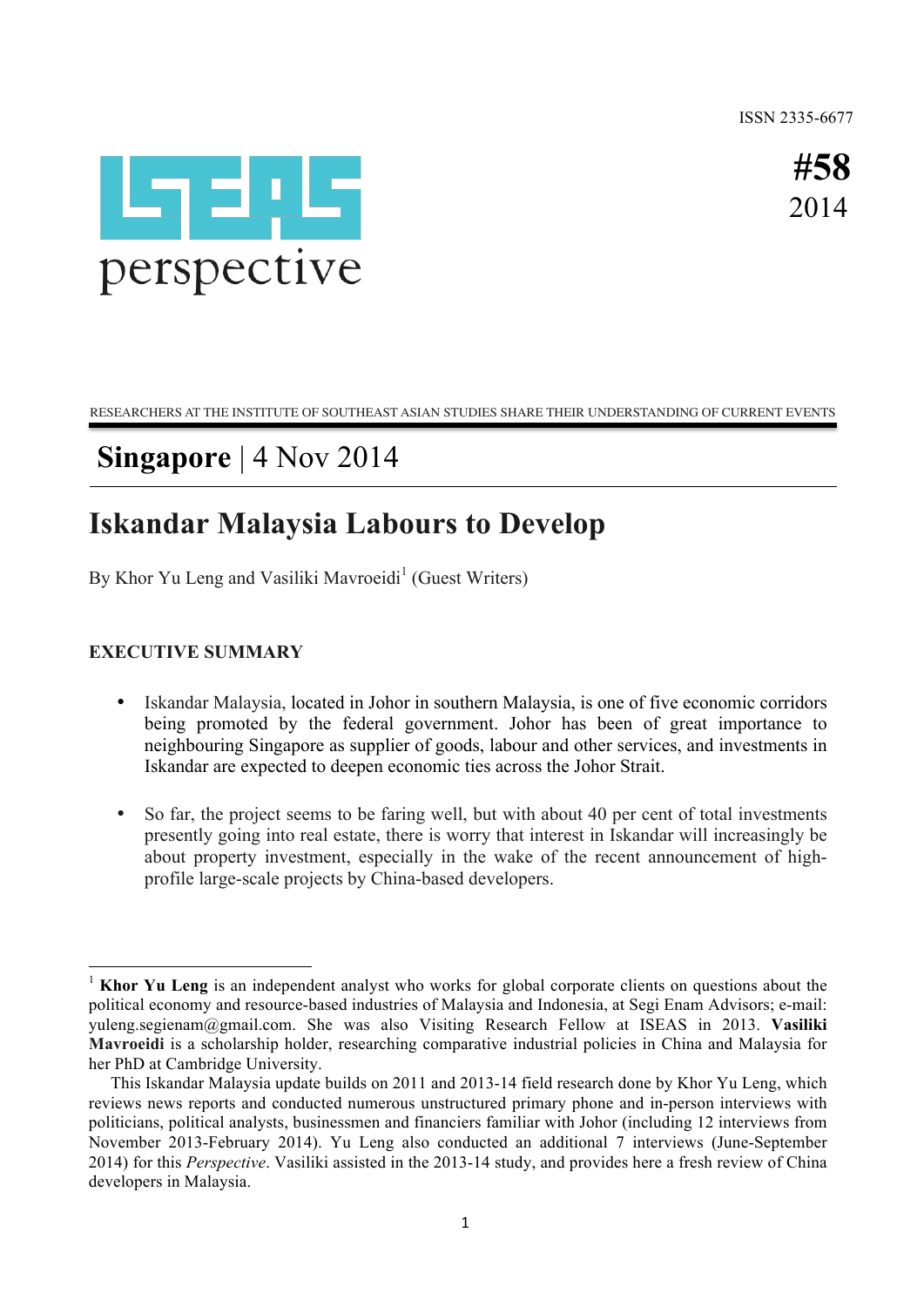ISSN 2335-6677

**#58**
2014

ISEAS perspective

RESEARCHERS AT THE INSTITUTE OF SOUTHEAST ASIAN STUDIES SHARE THEIR UNDERSTANDING OF CURRENT EVENTS

## **Singapore** | 4 Nov 2014

# Iskandar Malaysia Labours to Develop

By Khor Yu Leng and Vasiliki Mavroeidi[1] (Guest Writers)

**EXECUTIVE SUMMARY**

- Iskandar Malaysia, located in Johor in southern Malaysia, is one of five economic corridors being promoted by the federal government. Johor has been of great importance to neighbouring Singapore as supplier of goods, labour and other services, and investments in Iskandar are expected to deepen economic ties across the Johor Strait.
- So far, the project seems to be faring well, but with about 40 per cent of total investments presently going into real estate, there is worry that interest in Iskandar will increasingly be about property investment, especially in the wake of the recent announcement of high-profile large-scale projects by China-based developers.

---

[1] **Khor Yu Leng** is an independent analyst who works for global corporate clients on questions about the political economy and resource-based industries of Malaysia and Indonesia, at Segi Enam Advisors; e-mail: yuleng.segienam@gmail.com. She was also Visiting Research Fellow at ISEAS in 2013. **Vasiliki Mavroeidi** is a scholarship holder, researching comparative industrial policies in China and Malaysia for her PhD at Cambridge University.

This Iskandar Malaysia update builds on 2011 and 2013-14 field research done by Khor Yu Leng, which reviews news reports and conducted numerous unstructured primary phone and in-person interviews with politicians, political analysts, businessmen and financiers familiar with Johor (including 12 interviews from November 2013-February 2014). Yu Leng also conducted an additional 7 interviews (June-September 2014) for this *Perspective*. Vasiliki assisted in the 2013-14 study, and provides here a fresh review of China developers in Malaysia.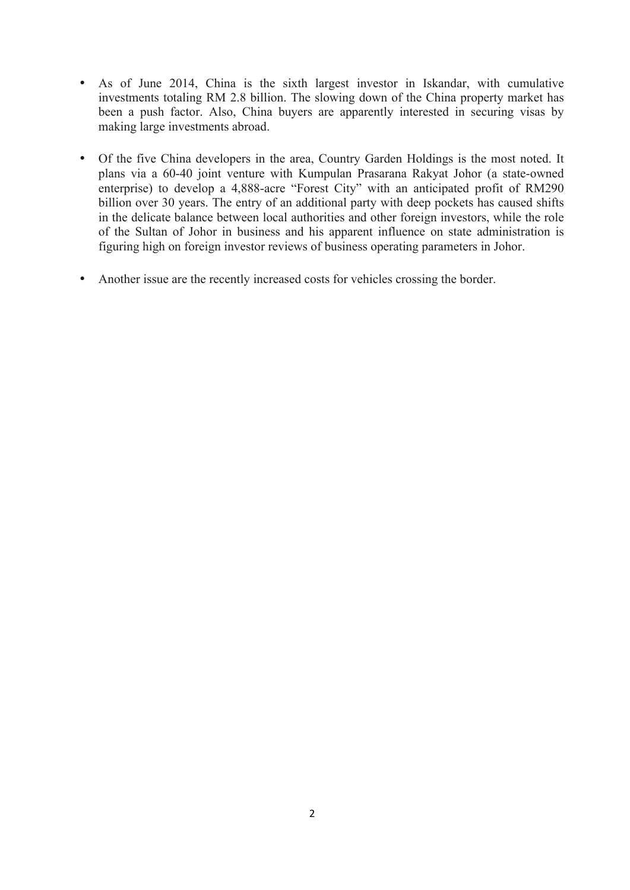- As of June 2014, China is the sixth largest investor in Iskandar, with cumulative investments totaling RM 2.8 billion. The slowing down of the China property market has been a push factor. Also, China buyers are apparently interested in securing visas by making large investments abroad.

- Of the five China developers in the area, Country Garden Holdings is the most noted. It plans via a 60-40 joint venture with Kumpulan Prasarana Rakyat Johor (a state-owned enterprise) to develop a 4,888-acre "Forest City" with an anticipated profit of RM290 billion over 30 years. The entry of an additional party with deep pockets has caused shifts in the delicate balance between local authorities and other foreign investors, while the role of the Sultan of Johor in business and his apparent influence on state administration is figuring high on foreign investor reviews of business operating parameters in Johor.

- Another issue are the recently increased costs for vehicles crossing the border.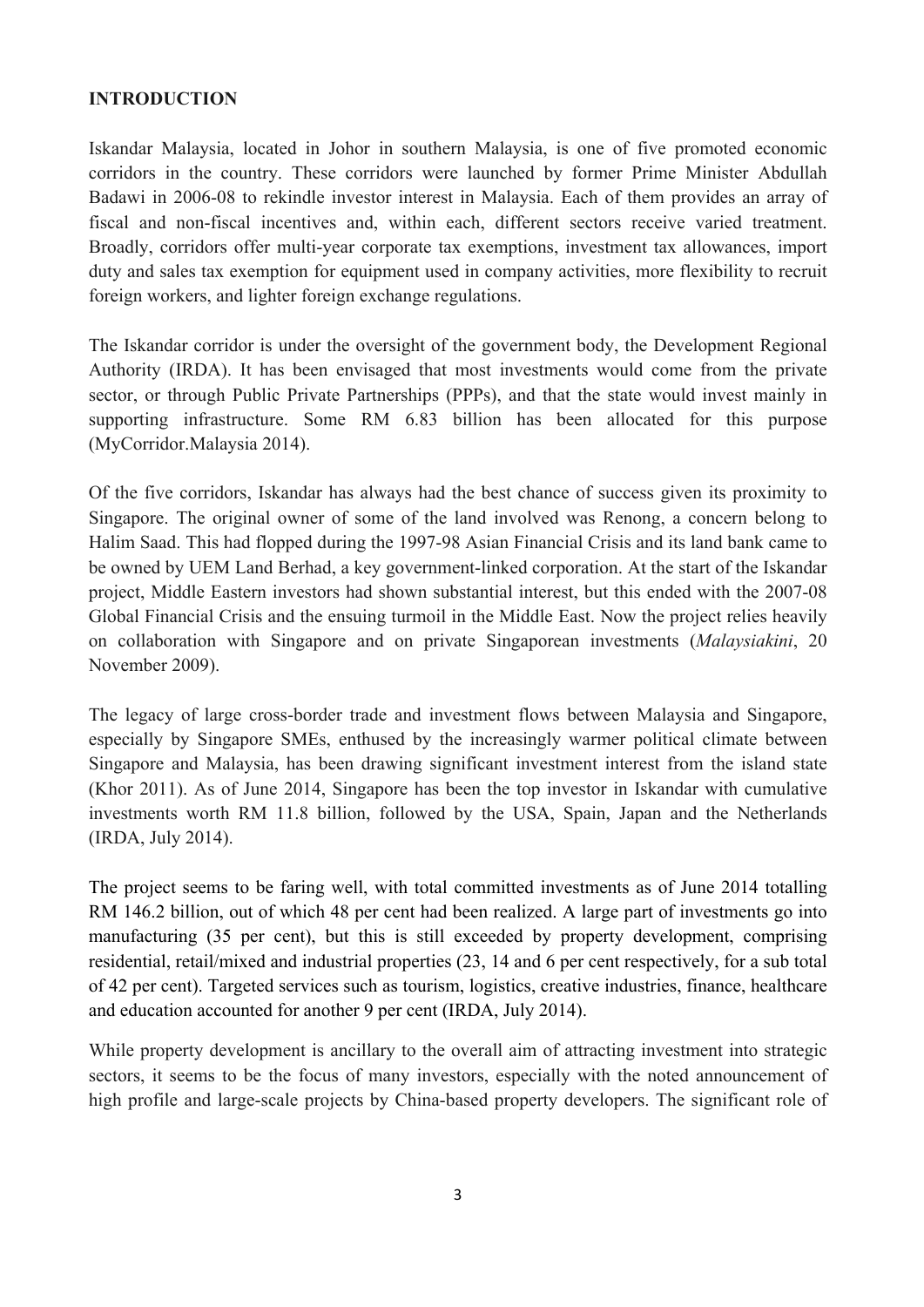## INTRODUCTION

Iskandar Malaysia, located in Johor in southern Malaysia, is one of five promoted economic corridors in the country. These corridors were launched by former Prime Minister Abdullah Badawi in 2006-08 to rekindle investor interest in Malaysia. Each of them provides an array of fiscal and non-fiscal incentives and, within each, different sectors receive varied treatment. Broadly, corridors offer multi-year corporate tax exemptions, investment tax allowances, import duty and sales tax exemption for equipment used in company activities, more flexibility to recruit foreign workers, and lighter foreign exchange regulations.

The Iskandar corridor is under the oversight of the government body, the Development Regional Authority (IRDA). It has been envisaged that most investments would come from the private sector, or through Public Private Partnerships (PPPs), and that the state would invest mainly in supporting infrastructure. Some RM 6.83 billion has been allocated for this purpose (MyCorridor.Malaysia 2014).

Of the five corridors, Iskandar has always had the best chance of success given its proximity to Singapore. The original owner of some of the land involved was Renong, a concern belong to Halim Saad. This had flopped during the 1997-98 Asian Financial Crisis and its land bank came to be owned by UEM Land Berhad, a key government-linked corporation. At the start of the Iskandar project, Middle Eastern investors had shown substantial interest, but this ended with the 2007-08 Global Financial Crisis and the ensuing turmoil in the Middle East. Now the project relies heavily on collaboration with Singapore and on private Singaporean investments (*Malaysiakini*, 20 November 2009).

The legacy of large cross-border trade and investment flows between Malaysia and Singapore, especially by Singapore SMEs, enthused by the increasingly warmer political climate between Singapore and Malaysia, has been drawing significant investment interest from the island state (Khor 2011). As of June 2014, Singapore has been the top investor in Iskandar with cumulative investments worth RM 11.8 billion, followed by the USA, Spain, Japan and the Netherlands (IRDA, July 2014).

The project seems to be faring well, with total committed investments as of June 2014 totalling RM 146.2 billion, out of which 48 per cent had been realized. A large part of investments go into manufacturing (35 per cent), but this is still exceeded by property development, comprising residential, retail/mixed and industrial properties (23, 14 and 6 per cent respectively, for a sub total of 42 per cent). Targeted services such as tourism, logistics, creative industries, finance, healthcare and education accounted for another 9 per cent (IRDA, July 2014).

While property development is ancillary to the overall aim of attracting investment into strategic sectors, it seems to be the focus of many investors, especially with the noted announcement of high profile and large-scale projects by China-based property developers. The significant role of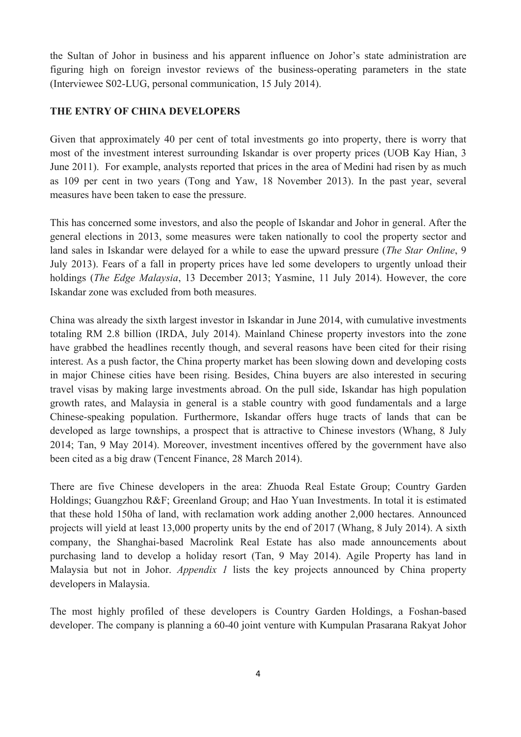the Sultan of Johor in business and his apparent influence on Johor's state administration are figuring high on foreign investor reviews of the business-operating parameters in the state (Interviewee S02-LUG, personal communication, 15 July 2014).

## THE ENTRY OF CHINA DEVELOPERS

Given that approximately 40 per cent of total investments go into property, there is worry that most of the investment interest surrounding Iskandar is over property prices (UOB Kay Hian, 3 June 2011). For example, analysts reported that prices in the area of Medini had risen by as much as 109 per cent in two years (Tong and Yaw, 18 November 2013). In the past year, several measures have been taken to ease the pressure.

This has concerned some investors, and also the people of Iskandar and Johor in general. After the general elections in 2013, some measures were taken nationally to cool the property sector and land sales in Iskandar were delayed for a while to ease the upward pressure (*The Star Online*, 9 July 2013). Fears of a fall in property prices have led some developers to urgently unload their holdings (*The Edge Malaysia*, 13 December 2013; Yasmine, 11 July 2014). However, the core Iskandar zone was excluded from both measures.

China was already the sixth largest investor in Iskandar in June 2014, with cumulative investments totaling RM 2.8 billion (IRDA, July 2014). Mainland Chinese property investors into the zone have grabbed the headlines recently though, and several reasons have been cited for their rising interest. As a push factor, the China property market has been slowing down and developing costs in major Chinese cities have been rising. Besides, China buyers are also interested in securing travel visas by making large investments abroad. On the pull side, Iskandar has high population growth rates, and Malaysia in general is a stable country with good fundamentals and a large Chinese-speaking population. Furthermore, Iskandar offers huge tracts of lands that can be developed as large townships, a prospect that is attractive to Chinese investors (Whang, 8 July 2014; Tan, 9 May 2014). Moreover, investment incentives offered by the government have also been cited as a big draw (Tencent Finance, 28 March 2014).

There are five Chinese developers in the area: Zhuoda Real Estate Group; Country Garden Holdings; Guangzhou R&F; Greenland Group; and Hao Yuan Investments. In total it is estimated that these hold 150ha of land, with reclamation work adding another 2,000 hectares. Announced projects will yield at least 13,000 property units by the end of 2017 (Whang, 8 July 2014). A sixth company, the Shanghai-based Macrolink Real Estate has also made announcements about purchasing land to develop a holiday resort (Tan, 9 May 2014). Agile Property has land in Malaysia but not in Johor. *Appendix 1* lists the key projects announced by China property developers in Malaysia.

The most highly profiled of these developers is Country Garden Holdings, a Foshan-based developer. The company is planning a 60-40 joint venture with Kumpulan Prasarana Rakyat Johor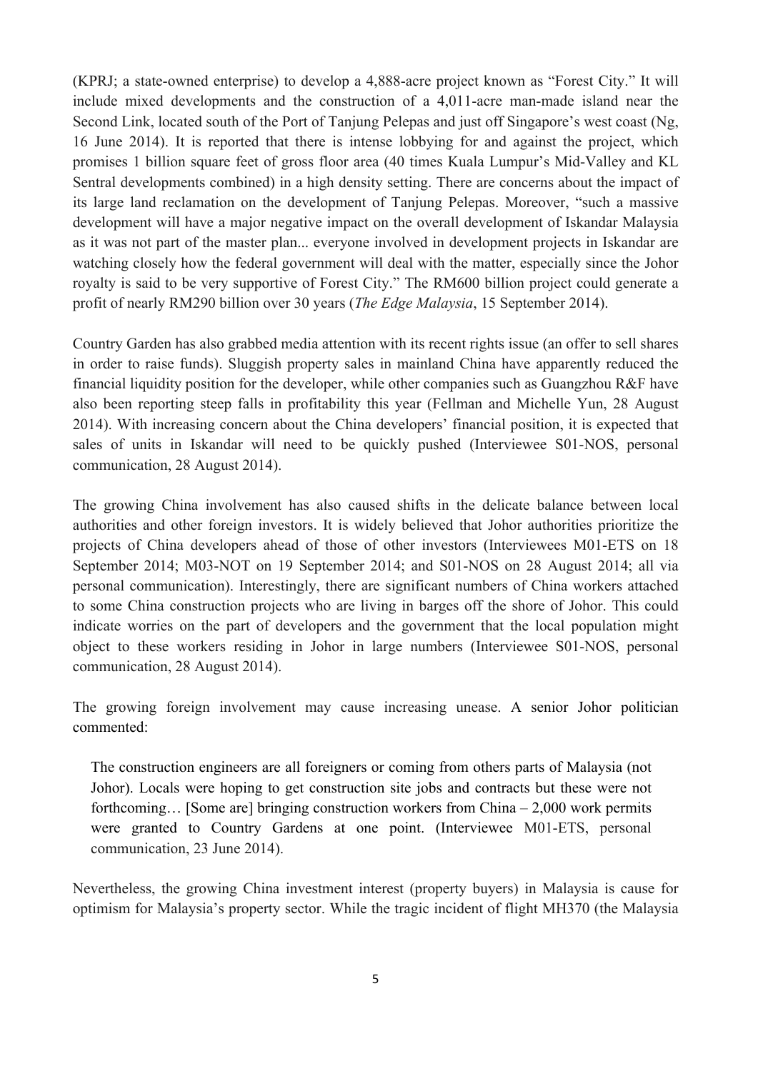(KPRJ; a state-owned enterprise) to develop a 4,888-acre project known as "Forest City." It will include mixed developments and the construction of a 4,011-acre man-made island near the Second Link, located south of the Port of Tanjung Pelepas and just off Singapore's west coast (Ng, 16 June 2014). It is reported that there is intense lobbying for and against the project, which promises 1 billion square feet of gross floor area (40 times Kuala Lumpur's Mid-Valley and KL Sentral developments combined) in a high density setting. There are concerns about the impact of its large land reclamation on the development of Tanjung Pelepas. Moreover, "such a massive development will have a major negative impact on the overall development of Iskandar Malaysia as it was not part of the master plan... everyone involved in development projects in Iskandar are watching closely how the federal government will deal with the matter, especially since the Johor royalty is said to be very supportive of Forest City." The RM600 billion project could generate a profit of nearly RM290 billion over 30 years (*The Edge Malaysia*, 15 September 2014).

Country Garden has also grabbed media attention with its recent rights issue (an offer to sell shares in order to raise funds). Sluggish property sales in mainland China have apparently reduced the financial liquidity position for the developer, while other companies such as Guangzhou R&F have also been reporting steep falls in profitability this year (Fellman and Michelle Yun, 28 August 2014). With increasing concern about the China developers' financial position, it is expected that sales of units in Iskandar will need to be quickly pushed (Interviewee S01-NOS, personal communication, 28 August 2014).

The growing China involvement has also caused shifts in the delicate balance between local authorities and other foreign investors. It is widely believed that Johor authorities prioritize the projects of China developers ahead of those of other investors (Interviewees M01-ETS on 18 September 2014; M03-NOT on 19 September 2014; and S01-NOS on 28 August 2014; all via personal communication). Interestingly, there are significant numbers of China workers attached to some China construction projects who are living in barges off the shore of Johor. This could indicate worries on the part of developers and the government that the local population might object to these workers residing in Johor in large numbers (Interviewee S01-NOS, personal communication, 28 August 2014).

The growing foreign involvement may cause increasing unease. A senior Johor politician commented:

> The construction engineers are all foreigners or coming from others parts of Malaysia (not Johor). Locals were hoping to get construction site jobs and contracts but these were not forthcoming… [Some are] bringing construction workers from China – 2,000 work permits were granted to Country Gardens at one point. (Interviewee M01-ETS, personal communication, 23 June 2014).

Nevertheless, the growing China investment interest (property buyers) in Malaysia is cause for optimism for Malaysia's property sector. While the tragic incident of flight MH370 (the Malaysia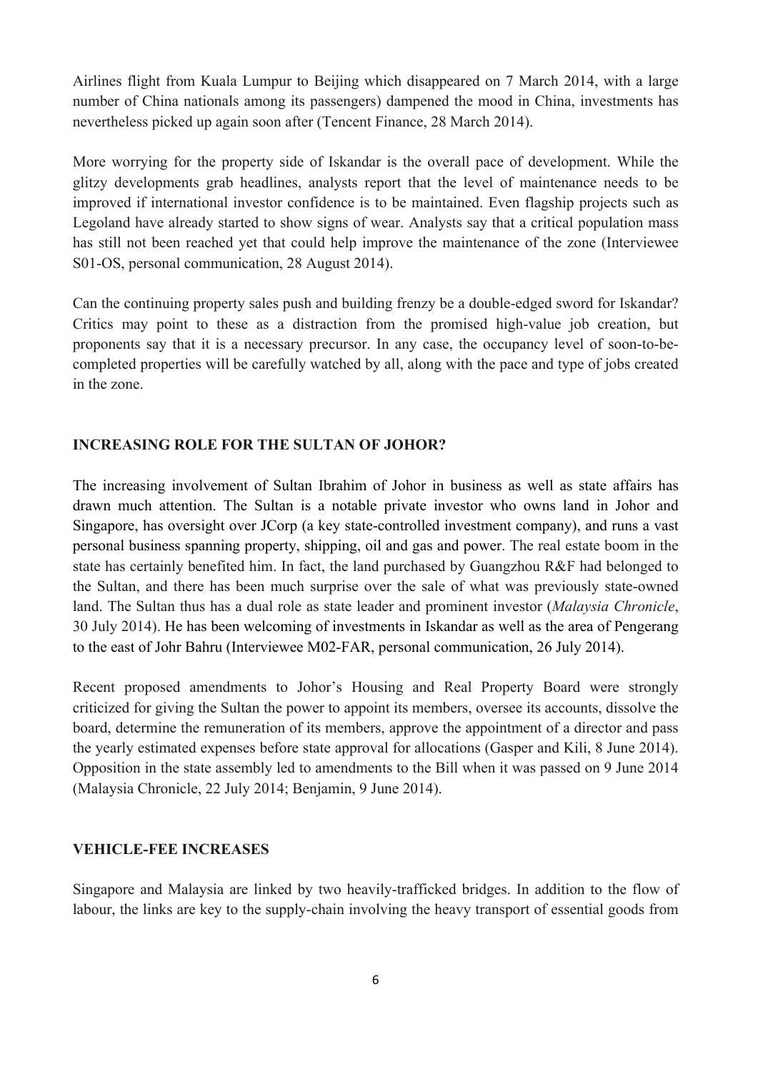Airlines flight from Kuala Lumpur to Beijing which disappeared on 7 March 2014, with a large number of China nationals among its passengers) dampened the mood in China, investments has nevertheless picked up again soon after (Tencent Finance, 28 March 2014).

More worrying for the property side of Iskandar is the overall pace of development. While the glitzy developments grab headlines, analysts report that the level of maintenance needs to be improved if international investor confidence is to be maintained. Even flagship projects such as Legoland have already started to show signs of wear. Analysts say that a critical population mass has still not been reached yet that could help improve the maintenance of the zone (Interviewee S01-OS, personal communication, 28 August 2014).

Can the continuing property sales push and building frenzy be a double-edged sword for Iskandar? Critics may point to these as a distraction from the promised high-value job creation, but proponents say that it is a necessary precursor. In any case, the occupancy level of soon-to-be-completed properties will be carefully watched by all, along with the pace and type of jobs created in the zone.

## INCREASING ROLE FOR THE SULTAN OF JOHOR?

The increasing involvement of Sultan Ibrahim of Johor in business as well as state affairs has drawn much attention. The Sultan is a notable private investor who owns land in Johor and Singapore, has oversight over JCorp (a key state-controlled investment company), and runs a vast personal business spanning property, shipping, oil and gas and power. The real estate boom in the state has certainly benefited him. In fact, the land purchased by Guangzhou R&F had belonged to the Sultan, and there has been much surprise over the sale of what was previously state-owned land. The Sultan thus has a dual role as state leader and prominent investor (*Malaysia Chronicle*, 30 July 2014). He has been welcoming of investments in Iskandar as well as the area of Pengerang to the east of Johr Bahru (Interviewee M02-FAR, personal communication, 26 July 2014).

Recent proposed amendments to Johor's Housing and Real Property Board were strongly criticized for giving the Sultan the power to appoint its members, oversee its accounts, dissolve the board, determine the remuneration of its members, approve the appointment of a director and pass the yearly estimated expenses before state approval for allocations (Gasper and Kili, 8 June 2014). Opposition in the state assembly led to amendments to the Bill when it was passed on 9 June 2014 (Malaysia Chronicle, 22 July 2014; Benjamin, 9 June 2014).

## VEHICLE-FEE INCREASES

Singapore and Malaysia are linked by two heavily-trafficked bridges. In addition to the flow of labour, the links are key to the supply-chain involving the heavy transport of essential goods from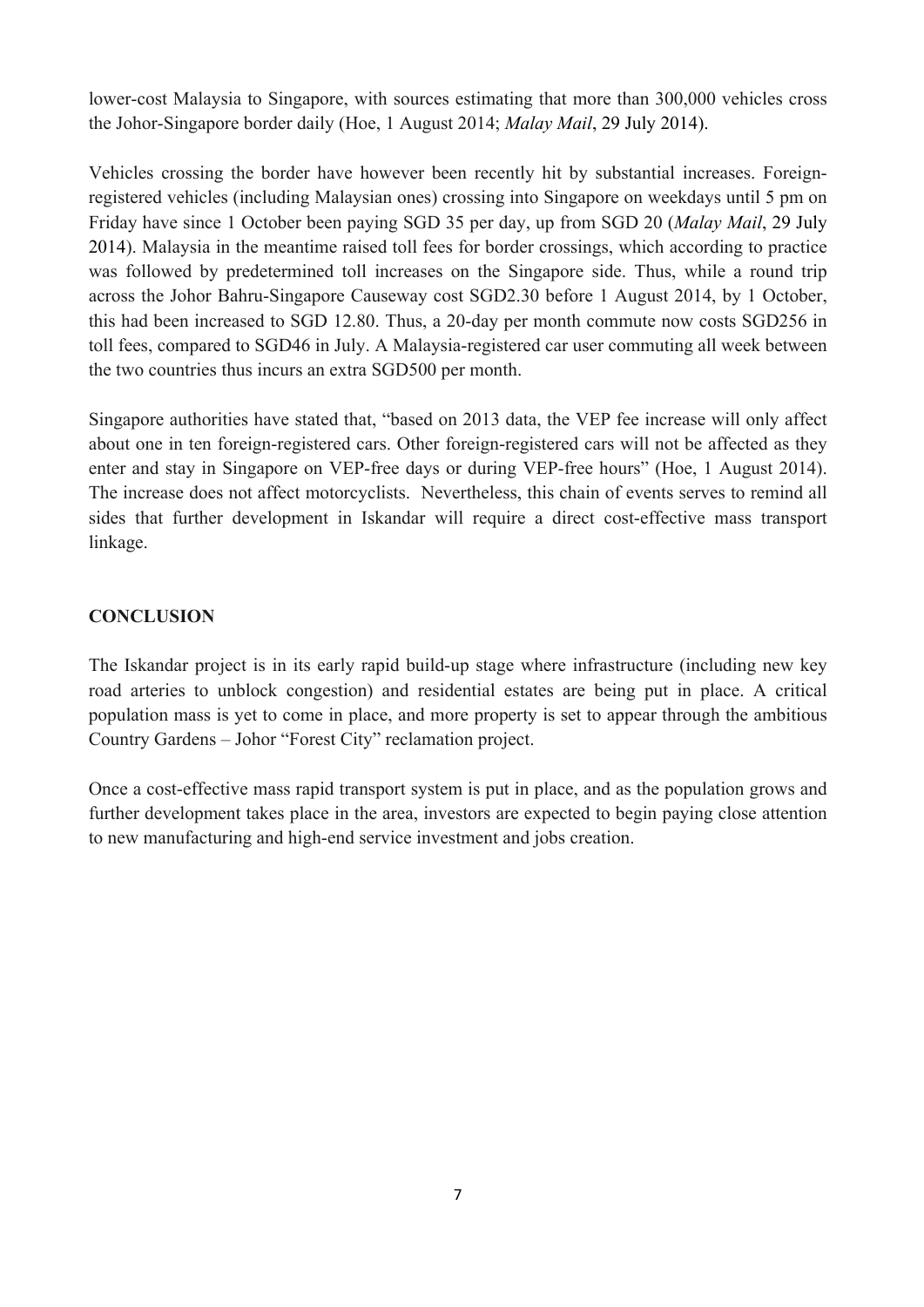lower-cost Malaysia to Singapore, with sources estimating that more than 300,000 vehicles cross the Johor-Singapore border daily (Hoe, 1 August 2014; *Malay Mail*, 29 July 2014).

Vehicles crossing the border have however been recently hit by substantial increases. Foreign-registered vehicles (including Malaysian ones) crossing into Singapore on weekdays until 5 pm on Friday have since 1 October been paying SGD 35 per day, up from SGD 20 (*Malay Mail*, 29 July 2014). Malaysia in the meantime raised toll fees for border crossings, which according to practice was followed by predetermined toll increases on the Singapore side. Thus, while a round trip across the Johor Bahru-Singapore Causeway cost SGD2.30 before 1 August 2014, by 1 October, this had been increased to SGD 12.80. Thus, a 20-day per month commute now costs SGD256 in toll fees, compared to SGD46 in July. A Malaysia-registered car user commuting all week between the two countries thus incurs an extra SGD500 per month.

Singapore authorities have stated that, "based on 2013 data, the VEP fee increase will only affect about one in ten foreign-registered cars. Other foreign-registered cars will not be affected as they enter and stay in Singapore on VEP-free days or during VEP-free hours" (Hoe, 1 August 2014). The increase does not affect motorcyclists. Nevertheless, this chain of events serves to remind all sides that further development in Iskandar will require a direct cost-effective mass transport linkage.

## CONCLUSION

The Iskandar project is in its early rapid build-up stage where infrastructure (including new key road arteries to unblock congestion) and residential estates are being put in place. A critical population mass is yet to come in place, and more property is set to appear through the ambitious Country Gardens – Johor "Forest City" reclamation project.

Once a cost-effective mass rapid transport system is put in place, and as the population grows and further development takes place in the area, investors are expected to begin paying close attention to new manufacturing and high-end service investment and jobs creation.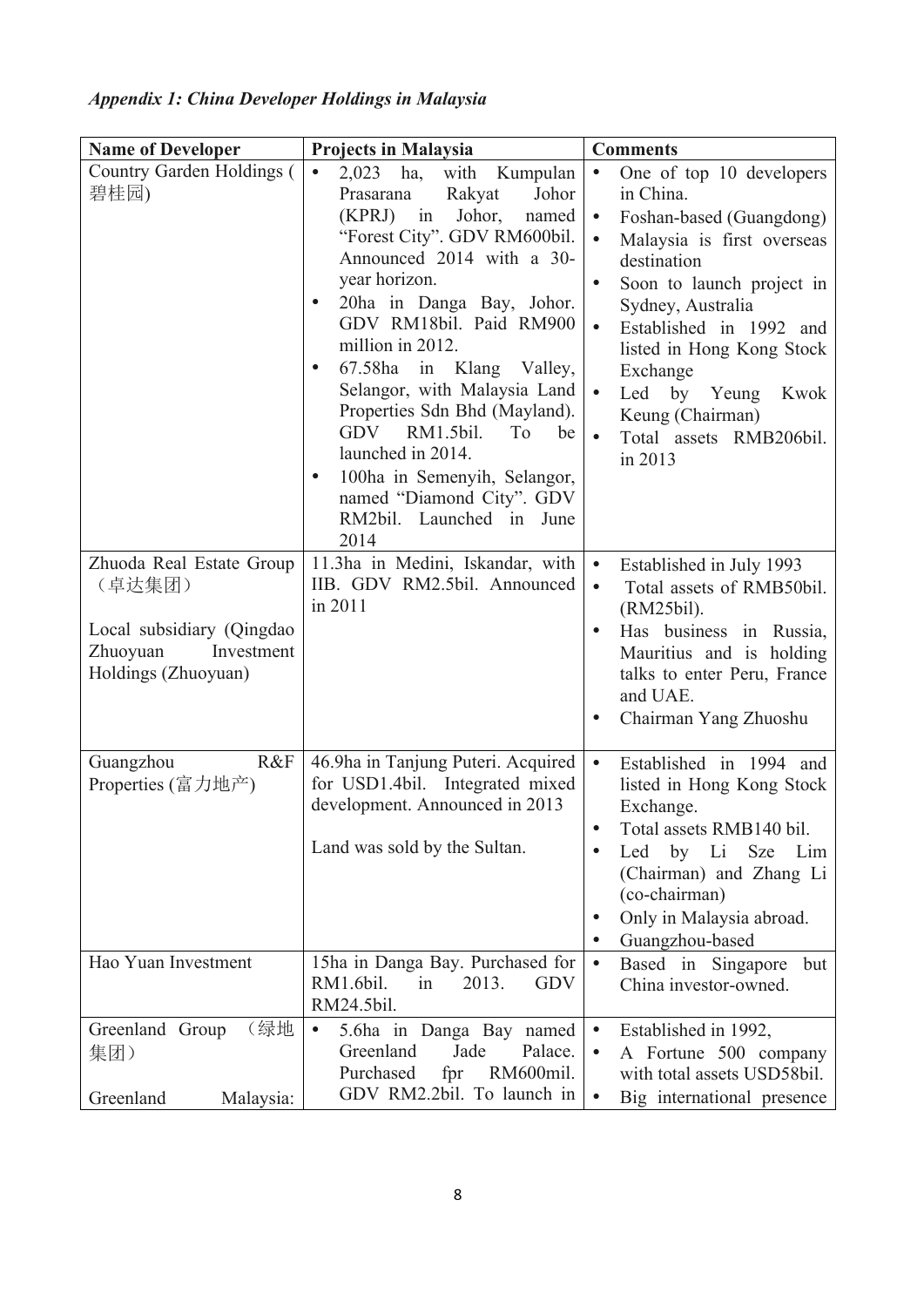*Appendix 1: China Developer Holdings in Malaysia*

| Name of Developer | Projects in Malaysia | Comments |
|---|---|---|
| Country Garden Holdings (碧桂园) | • 2,023 ha, with Kumpulan Prasarana Rakyat Johor (KPRJ) in Johor, named "Forest City". GDV RM600bil. Announced 2014 with a 30-year horizon.<br>• 20ha in Danga Bay, Johor. GDV RM18bil. Paid RM900 million in 2012.<br>• 67.58ha in Klang Valley, Selangor, with Malaysia Land Properties Sdn Bhd (Mayland). GDV RM1.5bil. To be launched in 2014.<br>• 100ha in Semenyih, Selangor, named "Diamond City". GDV RM2bil. Launched in June 2014 | • One of top 10 developers in China.<br>• Foshan-based (Guangdong)<br>• Malaysia is first overseas destination<br>• Soon to launch project in Sydney, Australia<br>• Established in 1992 and listed in Hong Kong Stock Exchange<br>• Led by Yeung Kwok Keung (Chairman)<br>• Total assets RMB206bil. in 2013 |
| Zhuoda Real Estate Group（卓达集团）<br><br>Local subsidiary (Qingdao Zhuoyuan Investment Holdings (Zhuoyuan) | 11.3ha in Medini, Iskandar, with IIB. GDV RM2.5bil. Announced in 2011 | • Established in July 1993<br>• Total assets of RMB50bil. (RM25bil).<br>• Has business in Russia, Mauritius and is holding talks to enter Peru, France and UAE.<br>• Chairman Yang Zhuoshu |
| Guangzhou R&F Properties (富力地产) | 46.9ha in Tanjung Puteri. Acquired for USD1.4bil. Integrated mixed development. Announced in 2013<br><br>Land was sold by the Sultan. | • Established in 1994 and listed in Hong Kong Stock Exchange.<br>• Total assets RMB140 bil.<br>• Led by Li Sze Lim (Chairman) and Zhang Li (co-chairman)<br>• Only in Malaysia abroad.<br>• Guangzhou-based |
| Hao Yuan Investment | 15ha in Danga Bay. Purchased for RM1.6bil. in 2013. GDV RM24.5bil. | • Based in Singapore but China investor-owned. |
| Greenland Group（绿地集团）<br><br>Greenland Malaysia: | • 5.6ha in Danga Bay named Greenland Jade Palace. Purchased fpr RM600mil. GDV RM2.2bil. To launch in | • Established in 1992,<br>• A Fortune 500 company with total assets USD58bil.<br>• Big international presence |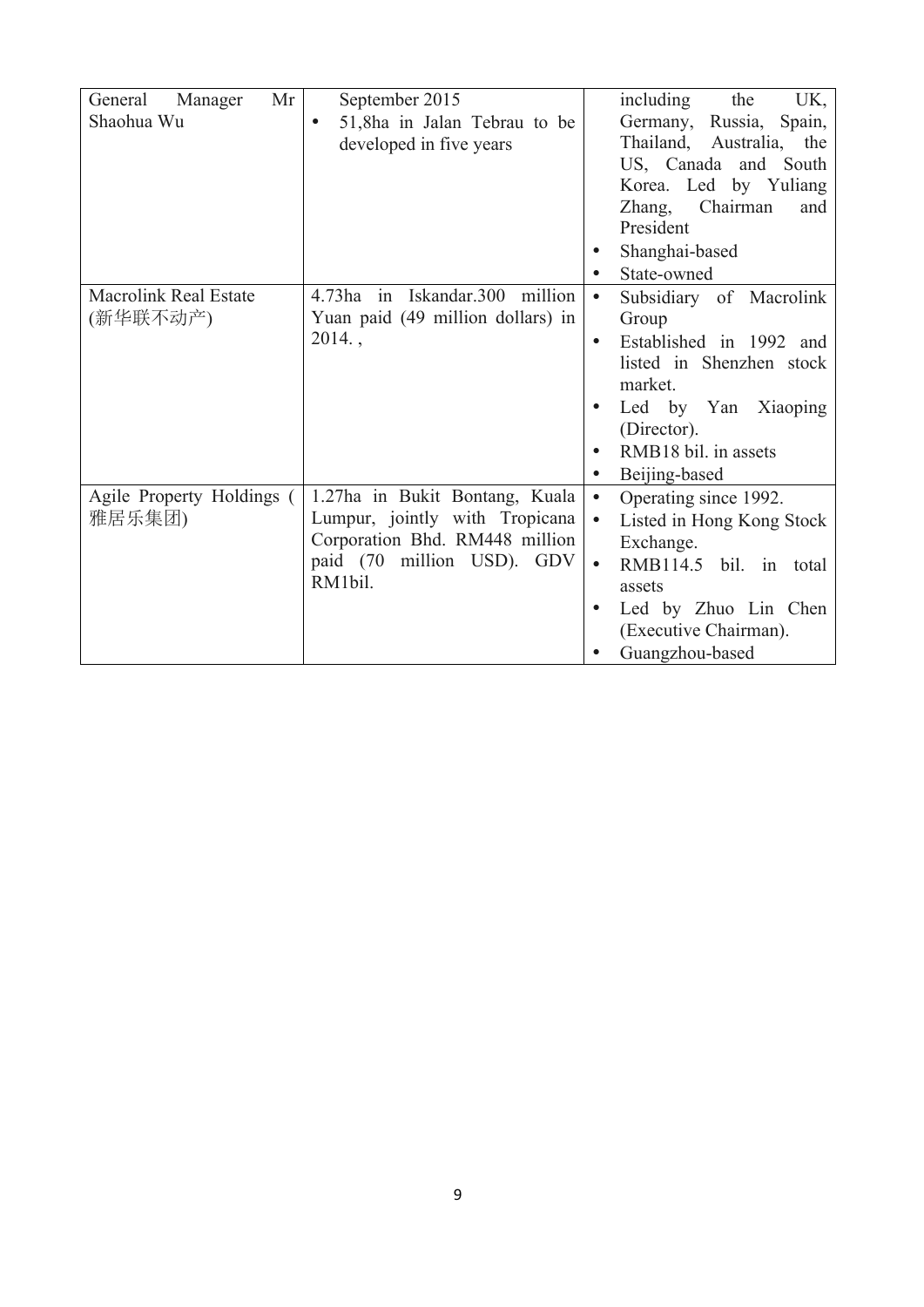| General Manager Mr Shaohua Wu | September 2015<br>• 51,8ha in Jalan Tebrau to be developed in five years | including the UK, Germany, Russia, Spain, Thailand, Australia, the US, Canada and South Korea. Led by Yuliang Zhang, Chairman and President<br>• Shanghai-based<br>• State-owned |
|---|---|---|
| Macrolink Real Estate (新华联不动产) | 4.73ha in Iskandar.300 million Yuan paid (49 million dollars) in 2014. , | • Subsidiary of Macrolink Group<br>• Established in 1992 and listed in Shenzhen stock market.<br>• Led by Yan Xiaoping (Director).<br>• RMB18 bil. in assets<br>• Beijing-based |
| Agile Property Holdings (雅居乐集团) | 1.27ha in Bukit Bontang, Kuala Lumpur, jointly with Tropicana Corporation Bhd. RM448 million paid (70 million USD). GDV RM1bil. | • Operating since 1992.<br>• Listed in Hong Kong Stock Exchange.<br>• RMB114.5 bil. in total assets<br>• Led by Zhuo Lin Chen (Executive Chairman).<br>• Guangzhou-based |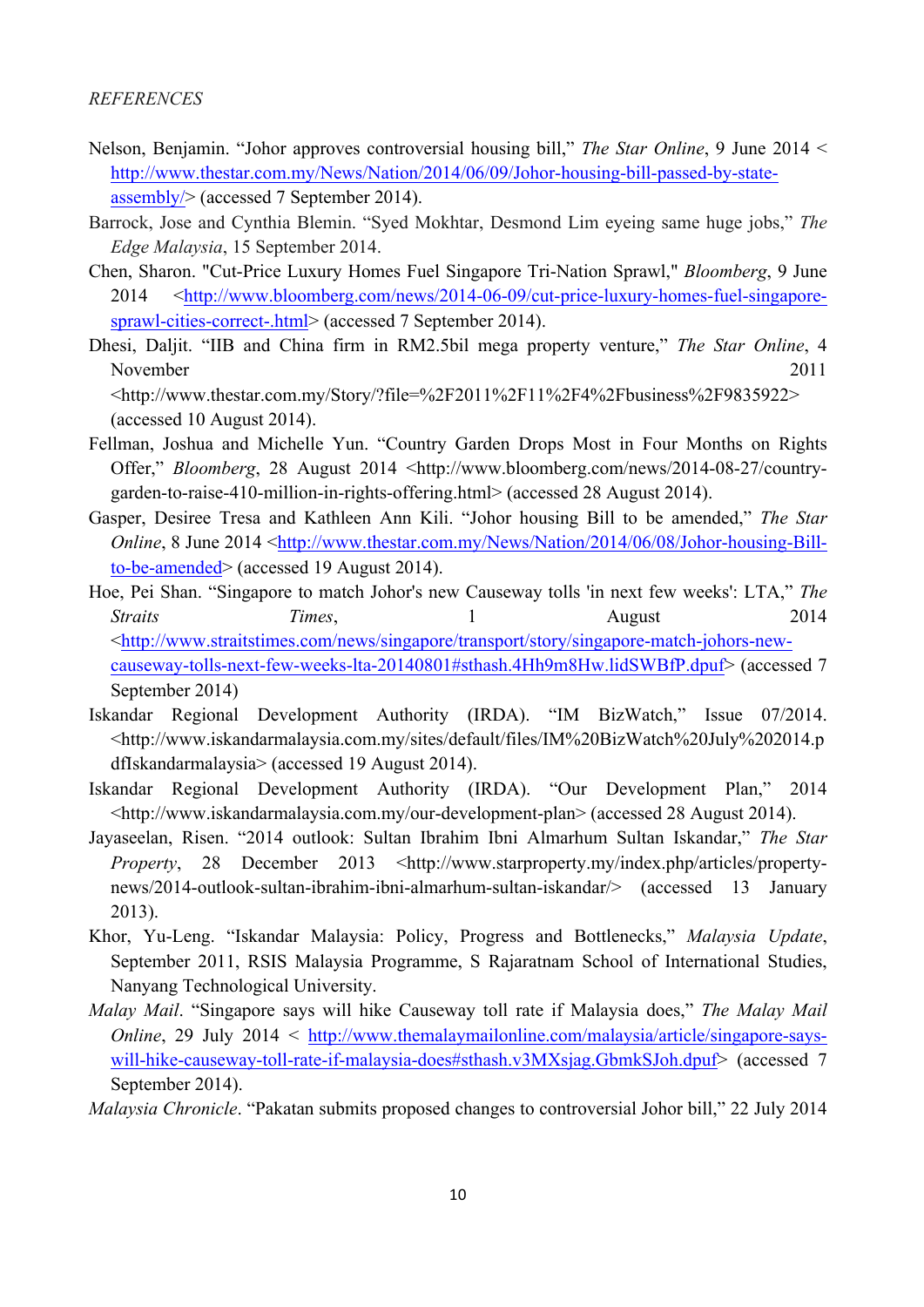*REFERENCES*

Nelson, Benjamin. "Johor approves controversial housing bill," *The Star Online*, 9 June 2014 < http://www.thestar.com.my/News/Nation/2014/06/09/Johor-housing-bill-passed-by-state-assembly/> (accessed 7 September 2014).

Barrock, Jose and Cynthia Blemin. "Syed Mokhtar, Desmond Lim eyeing same huge jobs," *The Edge Malaysia*, 15 September 2014.

Chen, Sharon. "Cut-Price Luxury Homes Fuel Singapore Tri-Nation Sprawl," *Bloomberg*, 9 June 2014 <http://www.bloomberg.com/news/2014-06-09/cut-price-luxury-homes-fuel-singapore-sprawl-cities-correct-.html> (accessed 7 September 2014).

Dhesi, Daljit. "IIB and China firm in RM2.5bil mega property venture," *The Star Online*, 4 November 2011 <http://www.thestar.com.my/Story/?file=%2F2011%2F11%2F4%2Fbusiness%2F9835922> (accessed 10 August 2014).

Fellman, Joshua and Michelle Yun. "Country Garden Drops Most in Four Months on Rights Offer," *Bloomberg*, 28 August 2014 <http://www.bloomberg.com/news/2014-08-27/country-garden-to-raise-410-million-in-rights-offering.html> (accessed 28 August 2014).

Gasper, Desiree Tresa and Kathleen Ann Kili. "Johor housing Bill to be amended," *The Star Online*, 8 June 2014 <http://www.thestar.com.my/News/Nation/2014/06/08/Johor-housing-Bill-to-be-amended> (accessed 19 August 2014).

Hoe, Pei Shan. "Singapore to match Johor's new Causeway tolls 'in next few weeks': LTA," *The Straits Times*, 1 August 2014 <http://www.straitstimes.com/news/singapore/transport/story/singapore-match-johors-new-causeway-tolls-next-few-weeks-lta-20140801#sthash.4Hh9m8Hw.lidSWBfP.dpuf> (accessed 7 September 2014)

Iskandar Regional Development Authority (IRDA). "IM BizWatch," Issue 07/2014. <http://www.iskandarmalaysia.com.my/sites/default/files/IM%20BizWatch%20July%202014.pdfIskandarmalaysia> (accessed 19 August 2014).

Iskandar Regional Development Authority (IRDA). "Our Development Plan," 2014 <http://www.iskandarmalaysia.com.my/our-development-plan> (accessed 28 August 2014).

Jayaseelan, Risen. "2014 outlook: Sultan Ibrahim Ibni Almarhum Sultan Iskandar," *The Star Property*, 28 December 2013 <http://www.starproperty.my/index.php/articles/property-news/2014-outlook-sultan-ibrahim-ibni-almarhum-sultan-iskandar/> (accessed 13 January 2013).

Khor, Yu-Leng. "Iskandar Malaysia: Policy, Progress and Bottlenecks," *Malaysia Update*, September 2011, RSIS Malaysia Programme, S Rajaratnam School of International Studies, Nanyang Technological University.

*Malay Mail*. "Singapore says will hike Causeway toll rate if Malaysia does," *The Malay Mail Online*, 29 July 2014 < http://www.themalaymailonline.com/malaysia/article/singapore-says-will-hike-causeway-toll-rate-if-malaysia-does#sthash.v3MXsjag.GbmkSJoh.dpuf> (accessed 7 September 2014).

*Malaysia Chronicle*. "Pakatan submits proposed changes to controversial Johor bill," 22 July 2014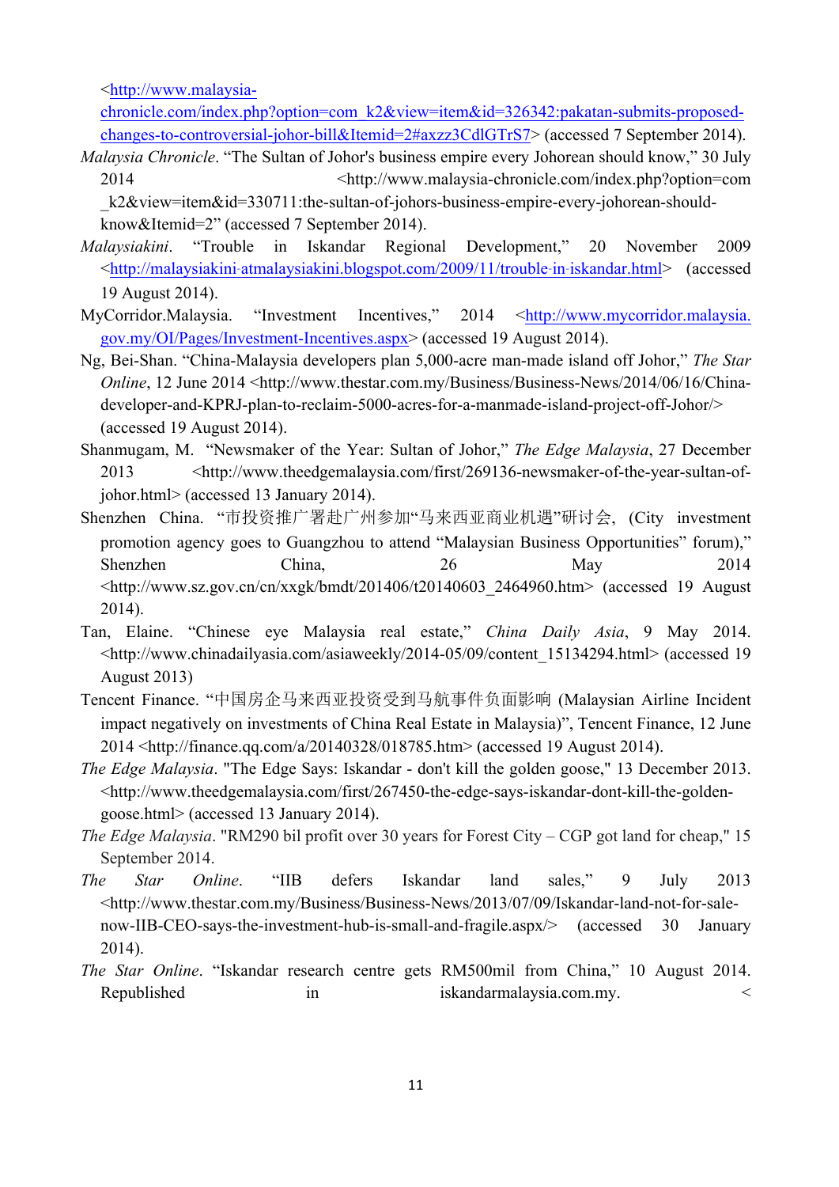<http://www.malaysia-chronicle.com/index.php?option=com_k2&view=item&id=326342:pakatan-submits-proposed-changes-to-controversial-johor-bill&Itemid=2#axzz3CdlGTrS7> (accessed 7 September 2014).

*Malaysia Chronicle*. "The Sultan of Johor's business empire every Johorean should know," 30 July 2014 <http://www.malaysia-chronicle.com/index.php?option=com_k2&view=item&id=330711:the-sultan-of-johors-business-empire-every-johorean-should-know&Itemid=2" (accessed 7 September 2014).

*Malaysiakini*. "Trouble in Iskandar Regional Development," 20 November 2009 <http://malaysiakini-atmalaysiakini.blogspot.com/2009/11/trouble-in-iskandar.html> (accessed 19 August 2014).

MyCorridor.Malaysia. "Investment Incentives," 2014 <http://www.mycorridor.malaysia.gov.my/OI/Pages/Investment-Incentives.aspx> (accessed 19 August 2014).

Ng, Bei-Shan. "China-Malaysia developers plan 5,000-acre man-made island off Johor," *The Star Online*, 12 June 2014 <http://www.thestar.com.my/Business/Business-News/2014/06/16/China-developer-and-KPRJ-plan-to-reclaim-5000-acres-for-a-manmade-island-project-off-Johor/> (accessed 19 August 2014).

Shanmugam, M. "Newsmaker of the Year: Sultan of Johor," *The Edge Malaysia*, 27 December 2013 <http://www.theedgemalaysia.com/first/269136-newsmaker-of-the-year-sultan-of-johor.html> (accessed 13 January 2014).

Shenzhen China. "市投资推广署赴广州参加"马来西亚商业机遇"研讨会, (City investment promotion agency goes to Guangzhou to attend "Malaysian Business Opportunities" forum)," Shenzhen China, 26 May 2014 <http://www.sz.gov.cn/cn/xxgk/bmdt/201406/t20140603_2464960.htm> (accessed 19 August 2014).

Tan, Elaine. "Chinese eye Malaysia real estate," *China Daily Asia*, 9 May 2014. <http://www.chinadailyasia.com/asiaweekly/2014-05/09/content_15134294.html> (accessed 19 August 2013)

Tencent Finance. "中国房企马来西亚投资受到马航事件负面影响 (Malaysian Airline Incident impact negatively on investments of China Real Estate in Malaysia)", Tencent Finance, 12 June 2014 <http://finance.qq.com/a/20140328/018785.htm> (accessed 19 August 2014).

*The Edge Malaysia*. "The Edge Says: Iskandar - don't kill the golden goose," 13 December 2013. <http://www.theedgemalaysia.com/first/267450-the-edge-says-iskandar-dont-kill-the-golden-goose.html> (accessed 13 January 2014).

*The Edge Malaysia*. "RM290 bil profit over 30 years for Forest City – CGP got land for cheap," 15 September 2014.

*The Star Online*. "IIB defers Iskandar land sales," 9 July 2013 <http://www.thestar.com.my/Business/Business-News/2013/07/09/Iskandar-land-not-for-sale-now-IIB-CEO-says-the-investment-hub-is-small-and-fragile.aspx/> (accessed 30 January 2014).

*The Star Online*. "Iskandar research centre gets RM500mil from China," 10 August 2014. Republished in iskandarmalaysia.com.my. <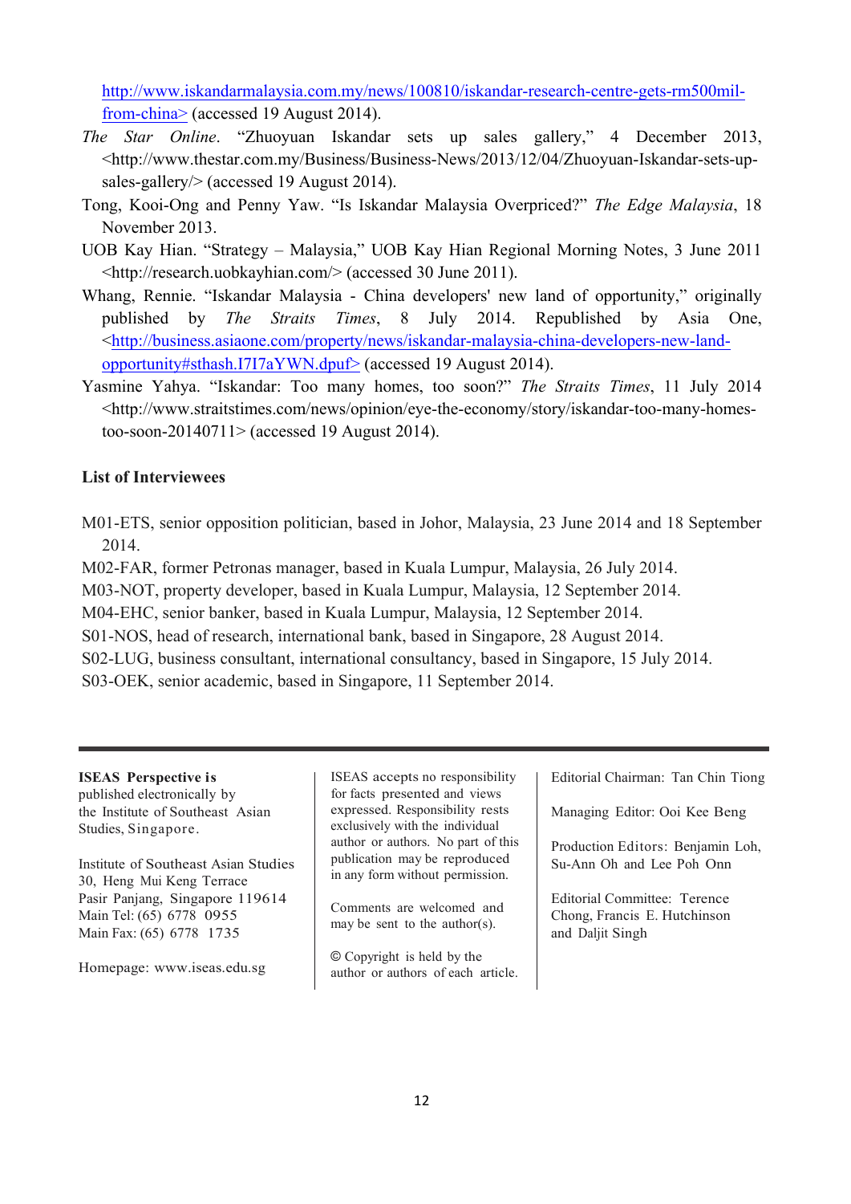http://www.iskandarmalaysia.com.my/news/100810/iskandar-research-centre-gets-rm500mil-from-china> (accessed 19 August 2014).

*The Star Online*. "Zhuoyuan Iskandar sets up sales gallery," 4 December 2013, <http://www.thestar.com.my/Business/Business-News/2013/12/04/Zhuoyuan-Iskandar-sets-up-sales-gallery/> (accessed 19 August 2014).

Tong, Kooi-Ong and Penny Yaw. "Is Iskandar Malaysia Overpriced?" *The Edge Malaysia*, 18 November 2013.

UOB Kay Hian. "Strategy – Malaysia," UOB Kay Hian Regional Morning Notes, 3 June 2011 <http://research.uobkayhian.com/> (accessed 30 June 2011).

Whang, Rennie. "Iskandar Malaysia - China developers' new land of opportunity," originally published by *The Straits Times*, 8 July 2014. Republished by Asia One, <http://business.asiaone.com/property/news/iskandar-malaysia-china-developers-new-land-opportunity#sthash.I7I7aYWN.dpuf> (accessed 19 August 2014).

Yasmine Yahya. "Iskandar: Too many homes, too soon?" *The Straits Times*, 11 July 2014 <http://www.straitstimes.com/news/opinion/eye-the-economy/story/iskandar-too-many-homes-too-soon-20140711> (accessed 19 August 2014).

**List of Interviewees**

M01-ETS, senior opposition politician, based in Johor, Malaysia, 23 June 2014 and 18 September 2014.

M02-FAR, former Petronas manager, based in Kuala Lumpur, Malaysia, 26 July 2014.

M03-NOT, property developer, based in Kuala Lumpur, Malaysia, 12 September 2014.

M04-EHC, senior banker, based in Kuala Lumpur, Malaysia, 12 September 2014.

S01-NOS, head of research, international bank, based in Singapore, 28 August 2014.

S02-LUG, business consultant, international consultancy, based in Singapore, 15 July 2014.

S03-OEK, senior academic, based in Singapore, 11 September 2014.

---

**ISEAS Perspective is** published electronically by the Institute of Southeast Asian Studies, Singapore.

Institute of Southeast Asian Studies
30, Heng Mui Keng Terrace
Pasir Panjang, Singapore 119614
Main Tel: (65) 6778 0955
Main Fax: (65) 6778 1735

Homepage: www.iseas.edu.sg

ISEAS accepts no responsibility for facts presented and views expressed. Responsibility rests exclusively with the individual author or authors. No part of this publication may be reproduced in any form without permission.

Comments are welcomed and may be sent to the author(s).

© Copyright is held by the author or authors of each article.

Editorial Chairman: Tan Chin Tiong

Managing Editor: Ooi Kee Beng

Production Editors: Benjamin Loh, Su-Ann Oh and Lee Poh Onn

Editorial Committee: Terence Chong, Francis E. Hutchinson and Daljit Singh